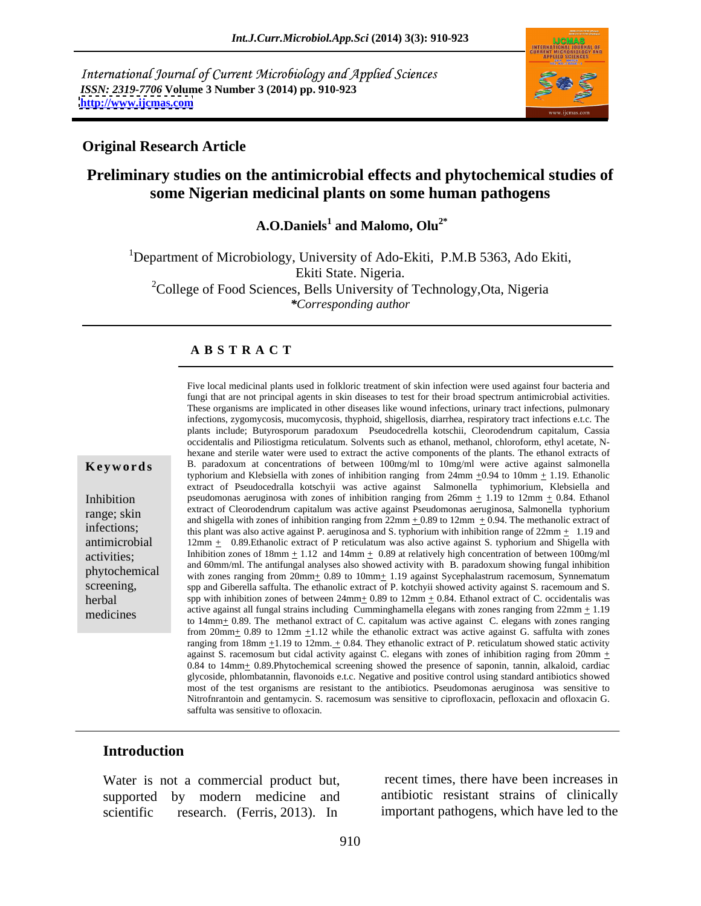International Journal of Current Microbiology and Applied Sciences
*ISSN: 2319-7706* **Volume 3 Number 3 (2014) pp. 910-923**
**http://www.ijcmas.com**

**Original Research Article**

# Preliminary studies on the antimicrobial effects and phytochemical studies of some Nigerian medicinal plants on some human pathogens

**A.O.Daniels[1] and Malomo, Olu[2*]**

[1]Department of Microbiology, University of Ado-Ekiti, P.M.B 5363, Ado Ekiti, Ekiti State. Nigeria.
[2]College of Food Sciences, Bells University of Technology,Ota, Nigeria
*\*Corresponding author*

## A B S T R A C T

**Keywords**

Inhibition range; skin infections; antimicrobial activities; phytochemical screening, herbal medicines

Five local medicinal plants used in folkloric treatment of skin infection were used against four bacteria and fungi that are not principal agents in skin diseases to test for their broad spectrum antimicrobial activities. These organisms are implicated in other diseases like wound infections, urinary tract infections, pulmonary infections, zygomycosis, mucomycosis, thyphoid, shigellosis, diarrhea, respiratory tract infections e.t.c. The plants include; Butyrosporum paradoxum Pseudocedrella kotschii, Cleorodendrum capitalum, Cassia occidentalis and Piliostigma reticulatum. Solvents such as ethanol, methanol, chloroform, ethyl acetate, N-hexane and sterile water were used to extract the active components of the plants. The ethanol extracts of B. paradoxum at concentrations of between 100mg/ml to 10mg/ml were active against salmonella typhorium and Klebsiella with zones of inhibition ranging from 24mm +0.94 to 10mm + 1.19. Ethanolic extract of Pseudocedralla kotschyii was active against Salmonella typhimorium, Klebsiella and pseudomonas aeruginosa with zones of inhibition ranging from 26mm + 1.19 to 12mm + 0.84. Ethanol extract of Cleorodendrum capitalum was active against Pseudomonas aeruginosa, Salmonella typhorium and shigella with zones of inhibition ranging from 22mm + 0.89 to 12mm + 0.94. The methanolic extract of this plant was also active against P. aeruginosa and S. typhorium with inhibition range of 22mm + 1.19 and 12mm + 0.89.Ethanolic extract of P reticulatum was also active against S. typhorium and Shigella with Inhibition zones of 18mm + 1.12 and 14mm + 0.89 at relatively high concentration of between 100mg/ml and 60mm/ml. The antifungal analyses also showed activity with B. paradoxum showing fungal inhibition with zones ranging from 20mm+ 0.89 to 10mm+ 1.19 against Sycephalastrum racemosum, Synnematum spp and Giberella saffulta. The ethanolic extract of P. kotchyii showed activity against S. racemoum and S. spp with inhibition zones of between 24mm+ 0.89 to 12mm + 0.84. Ethanol extract of C. occidentalis was active against all fungal strains including Cumminghamella elegans with zones ranging from 22mm + 1.19 to 14mm+ 0.89. The methanol extract of C. capitalum was active against C. elegans with zones ranging from 20mm+ 0.89 to 12mm +1.12 while the ethanolic extract was active against G. saffulta with zones ranging from 18mm +1.19 to 12mm. + 0.84. They ethanolic extract of P. reticulatum showed static activity against S. racemosum but cidal activity against C. elegans with zones of inhibition raging from 20mm + 0.84 to 14mm+ 0.89.Phytochemical screening showed the presence of saponin, tannin, alkaloid, cardiac glycoside, phlombatannin, flavonoids e.t.c. Negative and positive control using standard antibiotics showed most of the test organisms are resistant to the antibiotics. Pseudomonas aeruginosa was sensitive to Nitrofnrantoin and gentamycin. S. racemosum was sensitive to ciprofloxacin, pefloxacin and ofloxacin G. saffulta was sensitive to ofloxacin.

## Introduction

Water is not a commercial product but, supported by modern medicine and scientific research. (Ferris, 2013). In recent times, there have been increases in antibiotic resistant strains of clinically important pathogens, which have led to the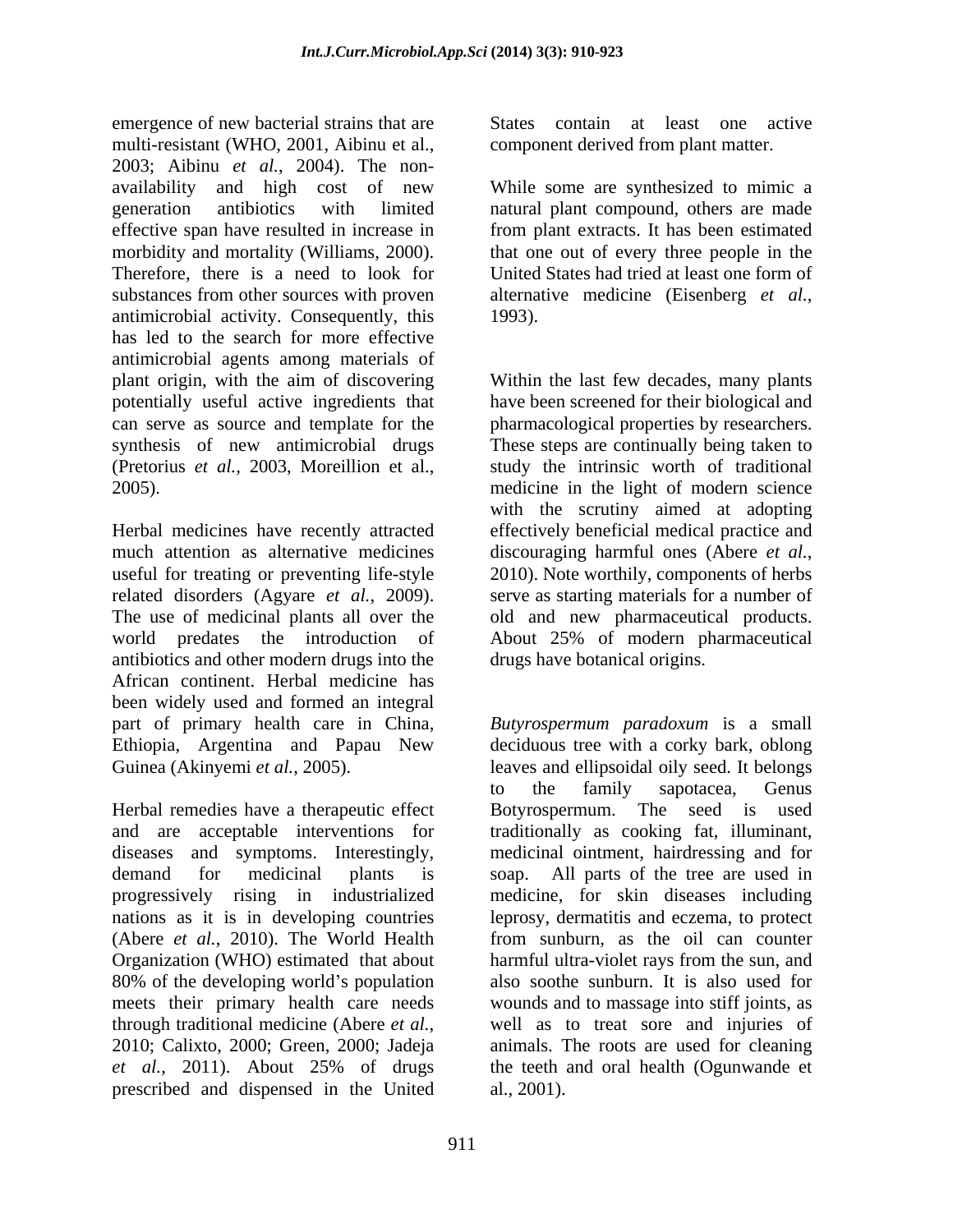emergence of new bacterial strains that are multi-resistant (WHO, 2001, Aibinu et al., 2003; Aibinu *et al.*, 2004). The non-availability and high cost of new generation antibiotics with limited effective span have resulted in increase in morbidity and mortality (Williams, 2000). Therefore, there is a need to look for substances from other sources with proven antimicrobial activity. Consequently, this has led to the search for more effective antimicrobial agents among materials of plant origin, with the aim of discovering potentially useful active ingredients that can serve as source and template for the synthesis of new antimicrobial drugs (Pretorius *et al.*, 2003, Moreillion et al., 2005).

Herbal medicines have recently attracted much attention as alternative medicines useful for treating or preventing life-style related disorders (Agyare *et al.*, 2009). The use of medicinal plants all over the world predates the introduction of antibiotics and other modern drugs into the African continent. Herbal medicine has been widely used and formed an integral part of primary health care in China, Ethiopia, Argentina and Papau New Guinea (Akinyemi *et al.*, 2005).

Herbal remedies have a therapeutic effect and are acceptable interventions for diseases and symptoms. Interestingly, demand for medicinal plants is progressively rising in industrialized nations as it is in developing countries (Abere *et al.*, 2010). The World Health Organization (WHO) estimated that about 80% of the developing world's population meets their primary health care needs through traditional medicine (Abere *et al.*, 2010; Calixto, 2000; Green, 2000; Jadeja *et al.*, 2011). About 25% of drugs prescribed and dispensed in the United States contain at least one active component derived from plant matter.

While some are synthesized to mimic a natural plant compound, others are made from plant extracts. It has been estimated that one out of every three people in the United States had tried at least one form of alternative medicine (Eisenberg *et al.*, 1993).

Within the last few decades, many plants have been screened for their biological and pharmacological properties by researchers. These steps are continually being taken to study the intrinsic worth of traditional medicine in the light of modern science with the scrutiny aimed at adopting effectively beneficial medical practice and discouraging harmful ones (Abere *et al.*, 2010). Note worthily, components of herbs serve as starting materials for a number of old and new pharmaceutical products. About 25% of modern pharmaceutical drugs have botanical origins.

*Butyrospermum paradoxum* is a small deciduous tree with a corky bark, oblong leaves and ellipsoidal oily seed. It belongs to the family sapotacea, Genus Botyrospermum. The seed is used traditionally as cooking fat, illuminant, medicinal ointment, hairdressing and for soap. All parts of the tree are used in medicine, for skin diseases including leprosy, dermatitis and eczema, to protect from sunburn, as the oil can counter harmful ultra-violet rays from the sun, and also soothe sunburn. It is also used for wounds and to massage into stiff joints, as well as to treat sore and injuries of animals. The roots are used for cleaning the teeth and oral health (Ogunwande et al., 2001).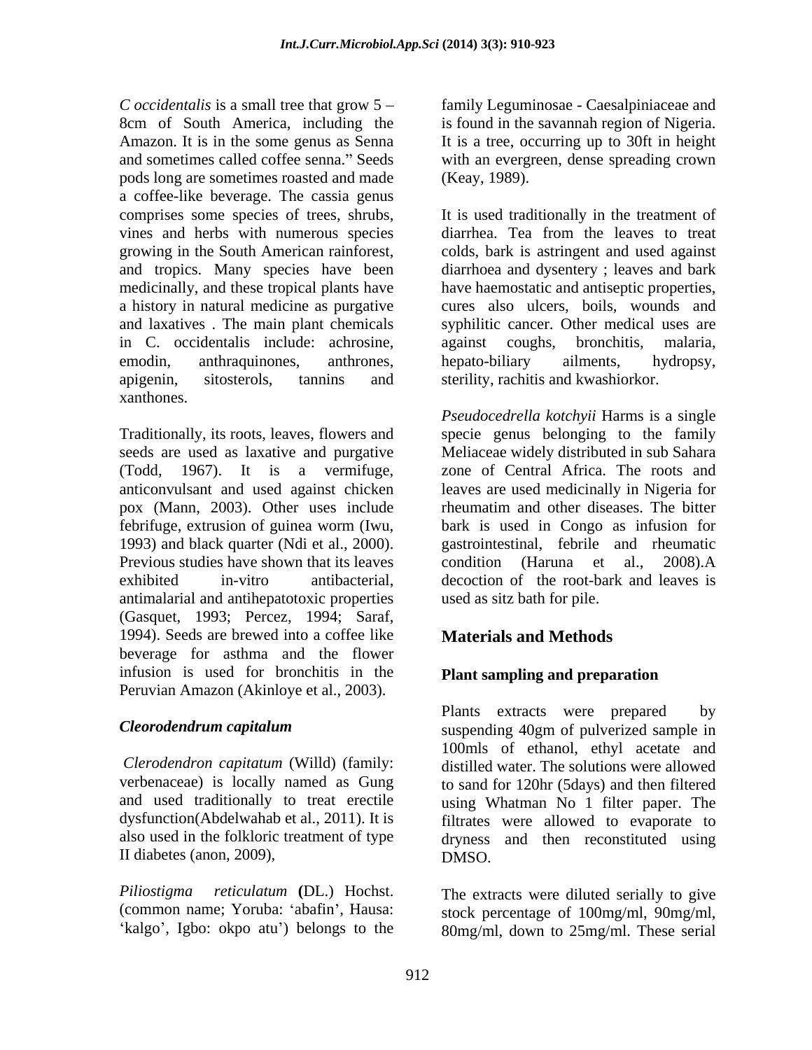*C occidentalis* is a small tree that grow 5 – 8cm of South America, including the Amazon. It is in the some genus as Senna and sometimes called coffee senna." Seeds pods long are sometimes roasted and made a coffee-like beverage. The cassia genus comprises some species of trees, shrubs, vines and herbs with numerous species growing in the South American rainforest, and tropics. Many species have been medicinally, and these tropical plants have a history in natural medicine as purgative and laxatives . The main plant chemicals in C. occidentalis include: achrosine, emodin, anthraquinones, anthrones, apigenin, sitosterols, tannins and xanthones.

Traditionally, its roots, leaves, flowers and seeds are used as laxative and purgative (Todd, 1967). It is a vermifuge, anticonvulsant and used against chicken pox (Mann, 2003). Other uses include febrifuge, extrusion of guinea worm (Iwu, 1993) and black quarter (Ndi et al., 2000). Previous studies have shown that its leaves exhibited in-vitro antibacterial, antimalarial and antihepatotoxic properties (Gasquet, 1993; Percez, 1994; Saraf, 1994). Seeds are brewed into a coffee like beverage for asthma and the flower infusion is used for bronchitis in the Peruvian Amazon (Akinloye et al., 2003).

***Cleorodendrum capitalum***

*Clerodendron capitatum* (Willd) (family: verbenaceae) is locally named as Gung and used traditionally to treat erectile dysfunction(Abdelwahab et al., 2011). It is also used in the folkloric treatment of type II diabetes (anon, 2009),

*Piliostigma reticulatum* **(**DL.) Hochst. (common name; Yoruba: 'abafin', Hausa: 'kalgo', Igbo: okpo atu') belongs to the family Leguminosae - Caesalpiniaceae and is found in the savannah region of Nigeria. It is a tree, occurring up to 30ft in height with an evergreen, dense spreading crown (Keay, 1989).

It is used traditionally in the treatment of diarrhea. Tea from the leaves to treat colds, bark is astringent and used against diarrhoea and dysentery ; leaves and bark have haemostatic and antiseptic properties, cures also ulcers, boils, wounds and syphilitic cancer. Other medical uses are against coughs, bronchitis, malaria, hepato-biliary ailments, hydropsy, sterility, rachitis and kwashiorkor.

*Pseudocedrella kotchyii* Harms is a single specie genus belonging to the family Meliaceae widely distributed in sub Sahara zone of Central Africa. The roots and leaves are used medicinally in Nigeria for rheumatim and other diseases. The bitter bark is used in Congo as infusion for gastrointestinal, febrile and rheumatic condition (Haruna et al., 2008).A decoction of the root-bark and leaves is used as sitz bath for pile.

## Materials and Methods

### Plant sampling and preparation

Plants extracts were prepared by suspending 40gm of pulverized sample in 100mls of ethanol, ethyl acetate and distilled water. The solutions were allowed to sand for 120hr (5days) and then filtered using Whatman No 1 filter paper. The filtrates were allowed to evaporate to dryness and then reconstituted using DMSO.

The extracts were diluted serially to give stock percentage of 100mg/ml, 90mg/ml, 80mg/ml, down to 25mg/ml. These serial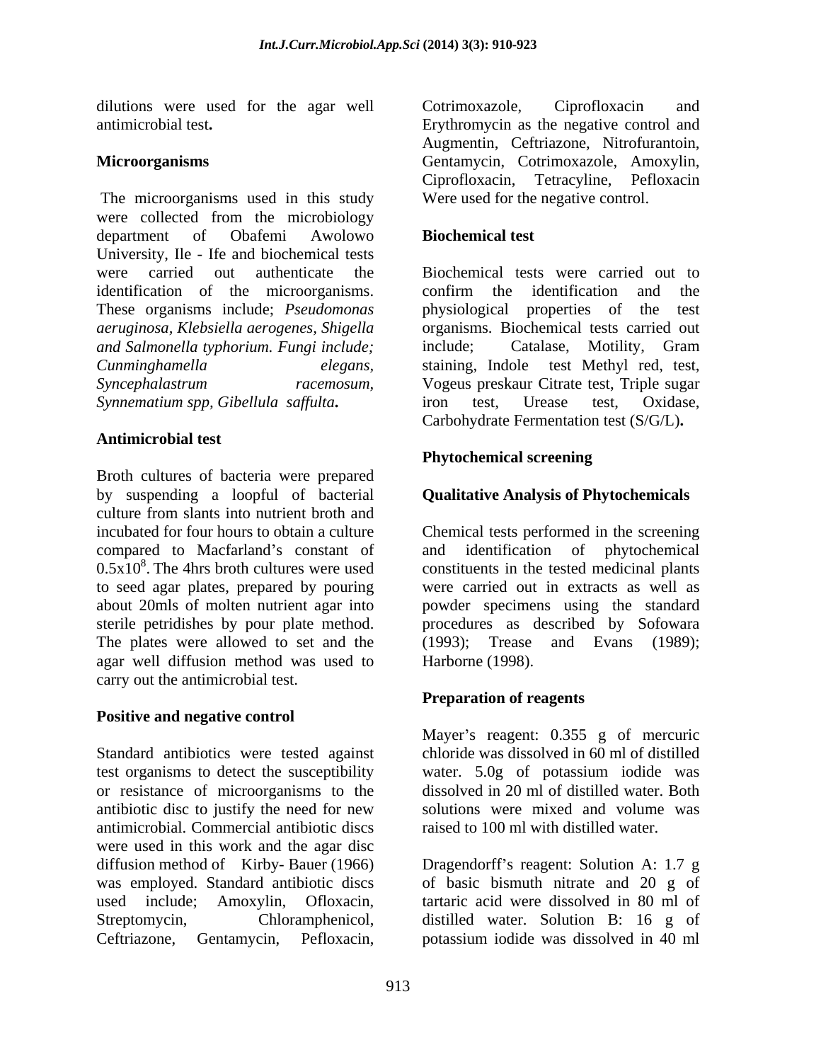dilutions were used for the agar well antimicrobial test**.**

## Microorganisms

The microorganisms used in this study were collected from the microbiology department of Obafemi Awolowo University, Ile - Ife and biochemical tests were carried out authenticate the identification of the microorganisms. These organisms include; *Pseudomonas aeruginosa*, *Klebsiella aerogenes*, *Shigella and Salmonella typhorium. Fungi include; Cunminghamella elegans, Syncephalastrum racemosum, Synnematium spp, Gibellula saffulta***.**

## Antimicrobial test

Broth cultures of bacteria were prepared by suspending a loopful of bacterial culture from slants into nutrient broth and incubated for four hours to obtain a culture compared to Macfarland's constant of $0.5x10^8$. The 4hrs broth cultures were used to seed agar plates, prepared by pouring about 20mls of molten nutrient agar into sterile petridishes by pour plate method. The plates were allowed to set and the agar well diffusion method was used to carry out the antimicrobial test.

## Positive and negative control

Standard antibiotics were tested against test organisms to detect the susceptibility or resistance of microorganisms to the antibiotic disc to justify the need for new antimicrobial. Commercial antibiotic discs were used in this work and the agar disc diffusion method of Kirby- Bauer (1966) was employed. Standard antibiotic discs used include; Amoxylin, Ofloxacin, Streptomycin, Chloramphenicol, Ceftriazone, Gentamycin, Pefloxacin, Cotrimoxazole, Ciprofloxacin and Erythromycin as the negative control and Augmentin, Ceftriazone, Nitrofurantoin, Gentamycin, Cotrimoxazole, Amoxylin, Ciprofloxacin, Tetracyline, Pefloxacin Were used for the negative control.

## Biochemical test

Biochemical tests were carried out to confirm the identification and the physiological properties of the test organisms. Biochemical tests carried out include; Catalase, Motility, Gram staining, Indole test Methyl red, test, Vogeus preskaur Citrate test, Triple sugar iron test, Urease test, Oxidase, Carbohydrate Fermentation test (S/G/L)**.**

## Phytochemical screening

### Qualitative Analysis of Phytochemicals

Chemical tests performed in the screening and identification of phytochemical constituents in the tested medicinal plants were carried out in extracts as well as powder specimens using the standard procedures as described by Sofowara (1993); Trease and Evans (1989); Harborne (1998).

### Preparation of reagents

Mayer's reagent: 0.355 g of mercuric chloride was dissolved in 60 ml of distilled water. 5.0g of potassium iodide was dissolved in 20 ml of distilled water. Both solutions were mixed and volume was raised to 100 ml with distilled water.

Dragendorff's reagent: Solution A: 1.7 g of basic bismuth nitrate and 20 g of tartaric acid were dissolved in 80 ml of distilled water. Solution B: 16 g of potassium iodide was dissolved in 40 ml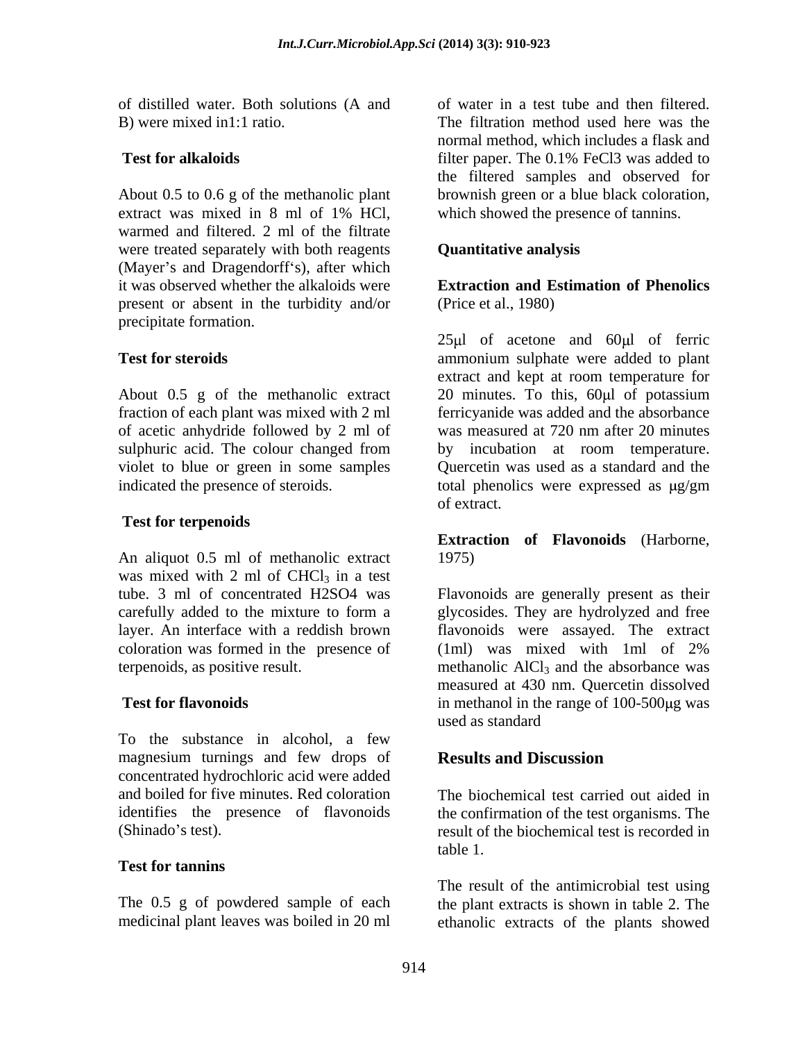of distilled water. Both solutions (A and B) were mixed in1:1 ratio.

**Test for alkaloids**

About 0.5 to 0.6 g of the methanolic plant extract was mixed in 8 ml of 1% HCl, warmed and filtered. 2 ml of the filtrate were treated separately with both reagents (Mayer's and Dragendorff's), after which it was observed whether the alkaloids were present or absent in the turbidity and/or precipitate formation.

**Test for steroids**

About 0.5 g of the methanolic extract fraction of each plant was mixed with 2 ml of acetic anhydride followed by 2 ml of sulphuric acid. The colour changed from violet to blue or green in some samples indicated the presence of steroids.

**Test for terpenoids**

An aliquot 0.5 ml of methanolic extract was mixed with 2 ml of $CHCl_3$ in a test tube. 3 ml of concentrated H2SO4 was carefully added to the mixture to form a layer. An interface with a reddish brown coloration was formed in the presence of terpenoids, as positive result.

**Test for flavonoids**

To the substance in alcohol, a few magnesium turnings and few drops of concentrated hydrochloric acid were added and boiled for five minutes. Red coloration identifies the presence of flavonoids (Shinado's test).

**Test for tannins**

The 0.5 g of powdered sample of each medicinal plant leaves was boiled in 20 ml of water in a test tube and then filtered. The filtration method used here was the normal method, which includes a flask and filter paper. The 0.1% FeCl3 was added to the filtered samples and observed for brownish green or a blue black coloration, which showed the presence of tannins.

**Quantitative analysis**

**Extraction and Estimation of Phenolics** (Price et al., 1980)

25μl of acetone and 60μl of ferric ammonium sulphate were added to plant extract and kept at room temperature for 20 minutes. To this, 60μl of potassium ferricyanide was added and the absorbance was measured at 720 nm after 20 minutes by incubation at room temperature. Quercetin was used as a standard and the total phenolics were expressed as μg/gm of extract.

**Extraction of Flavonoids** (Harborne, 1975)

Flavonoids are generally present as their glycosides. They are hydrolyzed and free flavonoids were assayed. The extract (1ml) was mixed with 1ml of 2% methanolic $AlCl_3$ and the absorbance was measured at 430 nm. Quercetin dissolved in methanol in the range of 100-500μg was used as standard

## Results and Discussion

The biochemical test carried out aided in the confirmation of the test organisms. The result of the biochemical test is recorded in table 1.

The result of the antimicrobial test using the plant extracts is shown in table 2. The ethanolic extracts of the plants showed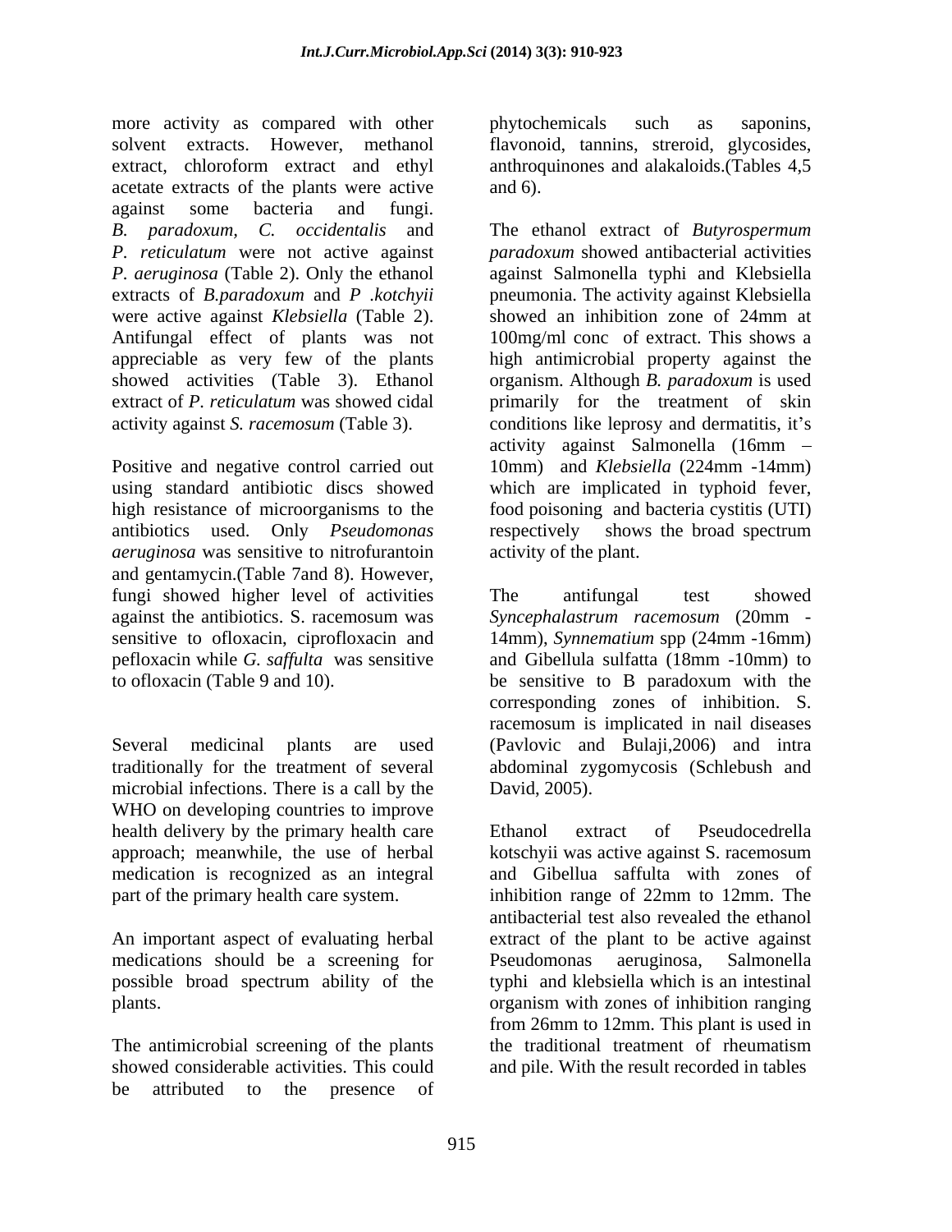more activity as compared with other solvent extracts. However, methanol extract, chloroform extract and ethyl acetate extracts of the plants were active against some bacteria and fungi. *B. paradoxum, C. occidentalis* and *P. reticulatum* were not active against *P. aeruginosa* (Table 2). Only the ethanol extracts of *B.paradoxum* and *P .kotchyii* were active against *Klebsiella* (Table 2). Antifungal effect of plants was not appreciable as very few of the plants showed activities (Table 3). Ethanol extract of *P. reticulatum* was showed cidal activity against *S. racemosum* (Table 3).

Positive and negative control carried out using standard antibiotic discs showed high resistance of microorganisms to the antibiotics used. Only *Pseudomonas aeruginosa* was sensitive to nitrofurantoin and gentamycin.(Table 7and 8). However, fungi showed higher level of activities against the antibiotics. S. racemosum was sensitive to ofloxacin, ciprofloxacin and pefloxacin while *G. saffulta* was sensitive to ofloxacin (Table 9 and 10).

Several medicinal plants are used traditionally for the treatment of several microbial infections. There is a call by the WHO on developing countries to improve health delivery by the primary health care approach; meanwhile, the use of herbal medication is recognized as an integral part of the primary health care system.

An important aspect of evaluating herbal medications should be a screening for possible broad spectrum ability of the plants.

The antimicrobial screening of the plants showed considerable activities. This could be attributed to the presence of phytochemicals such as saponins, flavonoid, tannins, streroid, glycosides, anthroquinones and alakaloids.(Tables 4,5 and 6).

The ethanol extract of *Butyrospermum paradoxum* showed antibacterial activities against Salmonella typhi and Klebsiella pneumonia. The activity against Klebsiella showed an inhibition zone of 24mm at 100mg/ml conc of extract. This shows a high antimicrobial property against the organism. Although *B. paradoxum* is used primarily for the treatment of skin conditions like leprosy and dermatitis, it's activity against Salmonella (16mm – 10mm) and *Klebsiella* (224mm -14mm) which are implicated in typhoid fever, food poisoning and bacteria cystitis (UTI) respectively shows the broad spectrum activity of the plant.

The antifungal test showed *Syncephalastrum racemosum* (20mm - 14mm), *Synnematium* spp (24mm -16mm) and Gibellula sulfatta (18mm -10mm) to be sensitive to B paradoxum with the corresponding zones of inhibition. S. racemosum is implicated in nail diseases (Pavlovic and Bulaji,2006) and intra abdominal zygomycosis (Schlebush and David, 2005).

Ethanol extract of Pseudocedrella kotschyii was active against S. racemosum and Gibellua saffulta with zones of inhibition range of 22mm to 12mm. The antibacterial test also revealed the ethanol extract of the plant to be active against Pseudomonas aeruginosa, Salmonella typhi and klebsiella which is an intestinal organism with zones of inhibition ranging from 26mm to 12mm. This plant is used in the traditional treatment of rheumatism and pile. With the result recorded in tables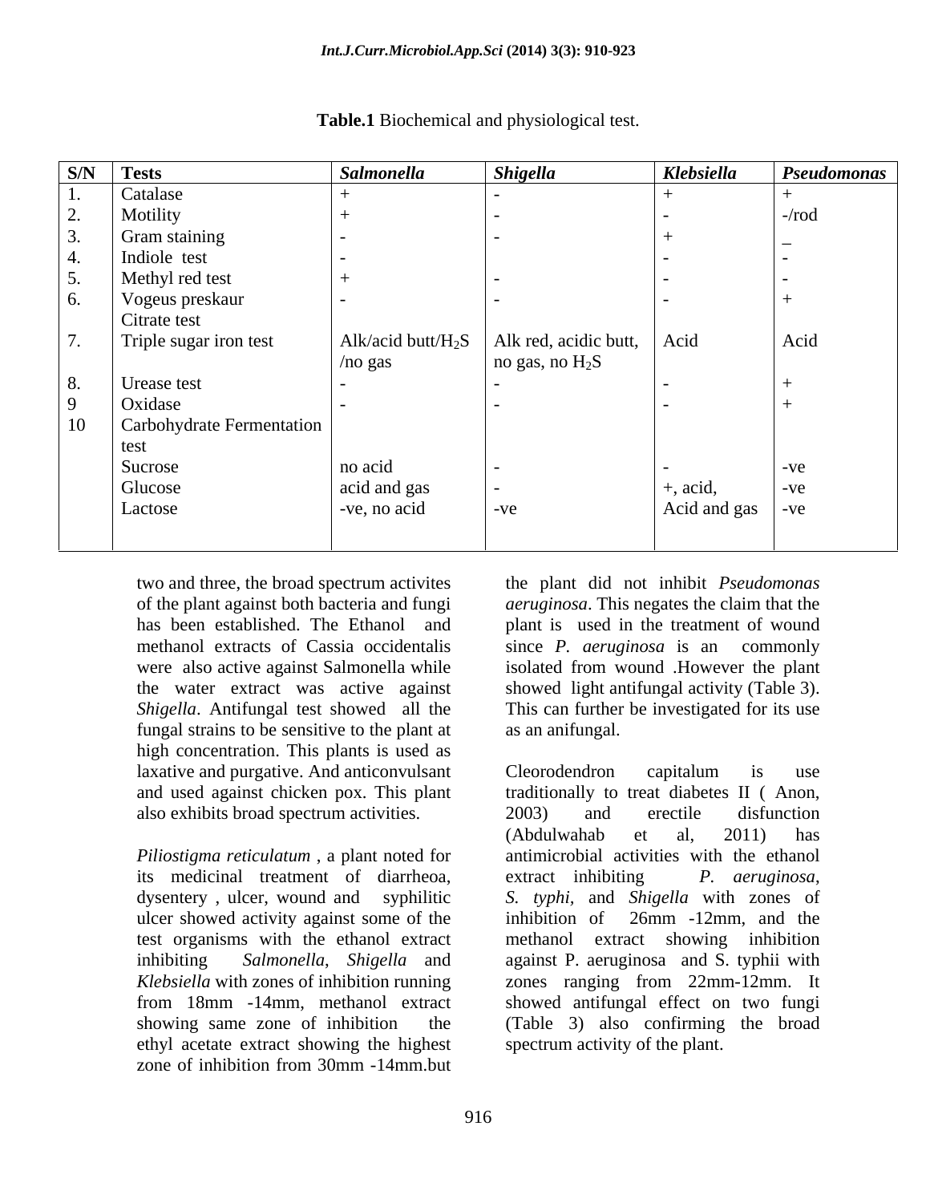**Table.1** Biochemical and physiological test.

| S/N | Tests | *Salmonella* | *Shigella* | *Klebsiella* | *Pseudomonas* |
|---|---|---|---|---|---|
| 1. | Catalase | + | - | + | + |
| 2. | Motility | + | - | - | -/rod |
| 3. | Gram staining | - | - | + | _ |
| 4. | Indiole test | - | | - | - |
| 5. | Methyl red test | + | - | - | - |
| 6. | Vogeus preskaur Citrate test | - | - | - | + |
| 7. | Triple sugar iron test | Alk/acid butt/$H_2S$ /no gas | Alk red, acidic butt, no gas, no $H_2S$ | Acid | Acid |
| 8. | Urease test | - | - | - | + |
| 9 | Oxidase | - | - | - | + |
| 10 | Carbohydrate Fermentation test | | | | |
| | Sucrose | no acid | - | - | -ve |
| | Glucose | acid and gas | - | +, acid, | -ve |
| | Lactose | -ve, no acid | -ve | Acid and gas | -ve |

two and three, the broad spectrum activites of the plant against both bacteria and fungi has been established. The Ethanol and methanol extracts of Cassia occidentalis were also active against Salmonella while the water extract was active against *Shigella*. Antifungal test showed all the fungal strains to be sensitive to the plant at high concentration. This plants is used as laxative and purgative. And anticonvulsant and used against chicken pox. This plant also exhibits broad spectrum activities.

*Piliostigma reticulatum* , a plant noted for its medicinal treatment of diarrheoa, dysentery , ulcer, wound and syphilitic ulcer showed activity against some of the test organisms with the ethanol extract inhibiting *Salmonella*, *Shigella* and *Klebsiella* with zones of inhibition running from 18mm -14mm, methanol extract showing same zone of inhibition the ethyl acetate extract showing the highest zone of inhibition from 30mm -14mm.but the plant did not inhibit *Pseudomonas aeruginosa*. This negates the claim that the plant is used in the treatment of wound since *P. aeruginosa* is an commonly isolated from wound .However the plant showed light antifungal activity (Table 3). This can further be investigated for its use as an anifungal.

Cleorodendron capitalum is use traditionally to treat diabetes II ( Anon, 2003) and erectile disfunction (Abdulwahab et al, 2011) has antimicrobial activities with the ethanol extract inhibiting *P. aeruginosa*, *S. typhi*, and *Shigella* with zones of inhibition of 26mm -12mm, and the methanol extract showing inhibition against P. aeruginosa and S. typhii with zones ranging from 22mm-12mm. It showed antifungal effect on two fungi (Table 3) also confirming the broad spectrum activity of the plant.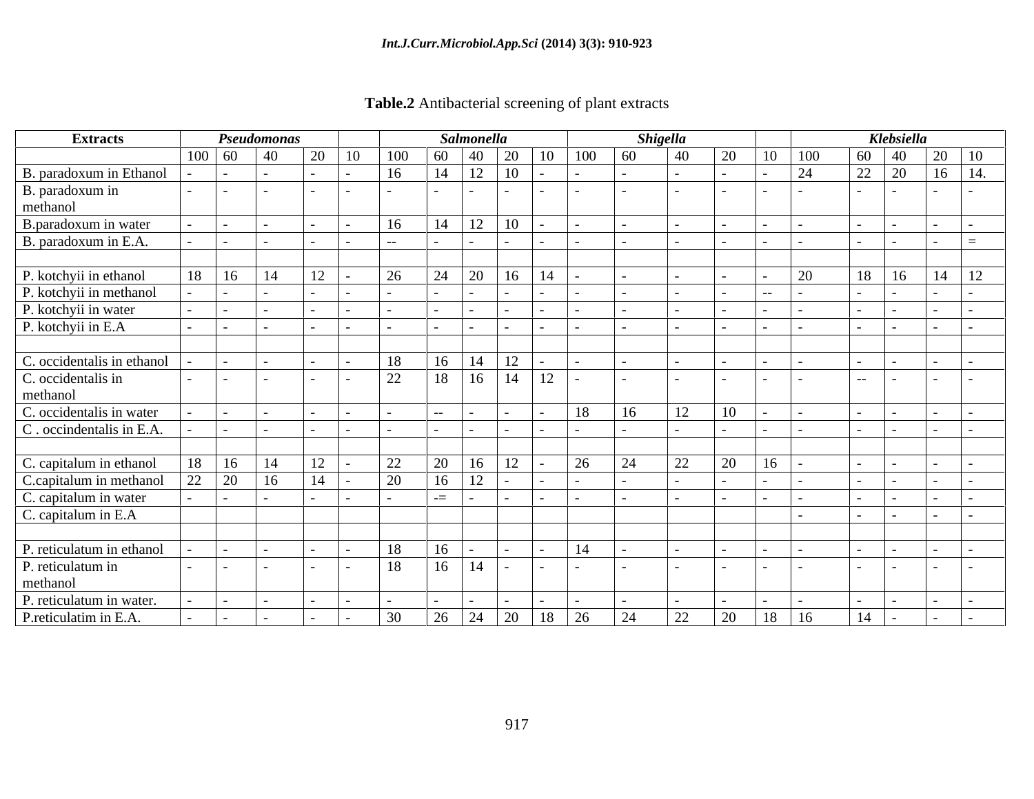**Table.2** Antibacterial screening of plant extracts

| Extracts | *Pseudomonas* | | | | | *Salmonella* | | | | | *Shigella* | | | | | *Klebsiella* | | | | |
|---|---|---|---|---|---|---|---|---|---|---|---|---|---|---|---|---|---|---|---|---|
| | 100 | 60 | 40 | 20 | 10 | 100 | 60 | 40 | 20 | 10 | 100 | 60 | 40 | 20 | 10 | 100 | 60 | 40 | 20 | 10 |
| B. paradoxum in Ethanol | - | - | - | - | - | 16 | 14 | 12 | 10 | - | - | - | - | - | - | 24 | 22 | 20 | 16 | 14. |
| B. paradoxum in methanol | - | - | - | - | - | - | - | - | - | - | - | - | - | - | - | - | - | - | - | - |
| B.paradoxum in water | - | - | - | - | - | 16 | 14 | 12 | 10 | - | - | - | - | - | - | - | - | - | - | - |
| B. paradoxum in E.A. | - | - | - | - | - | -- | - | - | - | - | - | - | - | - | - | - | - | - | - | = |
| | | | | | | | | | | | | | | | | | | | | |
| P. kotchyii in ethanol | 18 | 16 | 14 | 12 | - | 26 | 24 | 20 | 16 | 14 | - | - | - | - | - | 20 | 18 | 16 | 14 | 12 |
| P. kotchyii in methanol | - | - | - | - | - | - | - | - | - | - | - | - | - | - | -- | - | - | - | - | - |
| P. kotchyii in water | - | - | - | - | - | - | - | - | - | - | - | - | - | - | - | - | - | - | - | - |
| P. kotchyii in E.A | - | - | - | - | - | - | - | - | - | - | - | - | - | - | - | - | - | - | - | - |
| | | | | | | | | | | | | | | | | | | | | |
| C. occidentalis in ethanol | - | - | - | - | - | 18 | 16 | 14 | 12 | - | - | - | - | - | - | - | - | - | - | - |
| C. occidentalis in methanol | - | - | - | - | - | 22 | 18 | 16 | 14 | 12 | - | - | - | - | - | - | -- | - | - | - |
| C. occidentalis in water | - | - | - | - | - | - | -- | - | - | - | 18 | 16 | 12 | 10 | - | - | - | - | - | - |
| C . occindentalis in E.A. | - | - | - | - | - | - | - | - | - | - | - | - | - | - | - | - | - | - | - | - |
| | | | | | | | | | | | | | | | | | | | | |
| C. capitalum in ethanol | 18 | 16 | 14 | 12 | - | 22 | 20 | 16 | 12 | - | 26 | 24 | 22 | 20 | 16 | - | - | - | - | - |
| C.capitalum in methanol | 22 | 20 | 16 | 14 | - | 20 | 16 | 12 | - | - | - | - | - | - | - | - | - | - | - | - |
| C. capitalum in water | - | - | - | - | - | - | -= | - | - | - | - | - | - | - | - | - | - | - | - | - |
| C. capitalum in E.A | | | | | | | | | | | | | | | | - | - | - | - | - |
| | | | | | | | | | | | | | | | | | | | | |
| P. reticulatum in ethanol | - | - | - | - | - | 18 | 16 | - | - | - | 14 | - | - | - | - | - | - | - | - | - |
| P. reticulatum in methanol | - | - | - | - | - | 18 | 16 | 14 | - | - | - | - | - | - | - | - | - | - | - | - |
| P. reticulatum in water. | - | - | - | - | - | - | - | - | - | - | - | - | - | - | - | - | - | - | - | - |
| P.reticulatim in E.A. | - | - | - | - | - | 30 | 26 | 24 | 20 | 18 | 26 | 24 | 22 | 20 | 18 | 16 | 14 | - | - | - |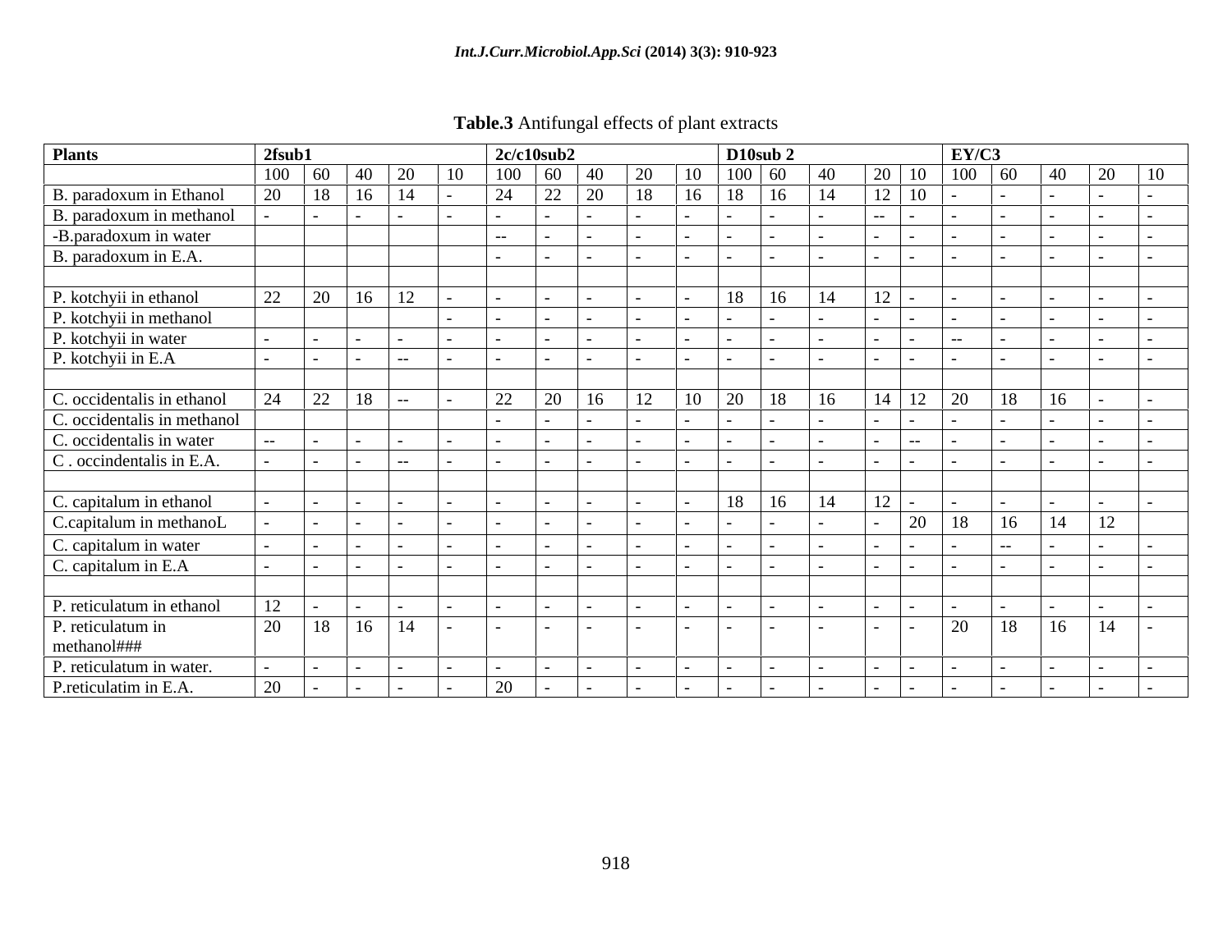**Table.3** Antifungal effects of plant extracts

| Plants | 2fsub1 | | | | | 2c/c10sub2 | | | | | D10sub 2 | | | | | EY/C3 | | | | |
|---|---|---|---|---|---|---|---|---|---|---|---|---|---|---|---|---|---|---|---|---|
| | 100 | 60 | 40 | 20 | 10 | 100 | 60 | 40 | 20 | 10 | 100 | 60 | 40 | 20 | 10 | 100 | 60 | 40 | 20 | 10 |
| B. paradoxum in Ethanol | 20 | 18 | 16 | 14 | - | 24 | 22 | 20 | 18 | 16 | 18 | 16 | 14 | 12 | 10 | - | - | - | - | - |
| B. paradoxum in methanol | - | - | - | - | - | - | - | - | - | - | - | - | - | -- | - | - | - | - | - | - |
| -B.paradoxum in water | | | | | | -- | - | - | - | - | - | - | - | - | - | - | - | - | - | - |
| B. paradoxum in E.A. | | | | | | - | - | - | - | - | - | - | - | - | - | - | - | - | - | - |
| | | | | | | | | | | | | | | | | | | | | |
| P. kotchyii in ethanol | 22 | 20 | 16 | 12 | - | - | - | - | - | - | 18 | 16 | 14 | 12 | - | - | - | - | - | - |
| P. kotchyii in methanol | | | | | - | - | - | - | - | - | - | - | - | - | - | - | - | - | - | - |
| P. kotchyii in water | - | - | - | - | - | - | - | - | - | - | - | - | - | - | - | -- | - | - | - | - |
| P. kotchyii in E.A | - | - | - | -- | - | - | - | - | - | - | - | - | - | - | - | - | - | - | - | - |
| | | | | | | | | | | | | | | | | | | | | |
| C. occidentalis in ethanol | 24 | 22 | 18 | -- | - | 22 | 20 | 16 | 12 | 10 | 20 | 18 | 16 | 14 | 12 | 20 | 18 | 16 | - | - |
| C. occidentalis in methanol | | | | | | - | - | - | - | - | - | - | - | - | - | - | - | - | - | - |
| C. occidentalis in water | -- | - | - | - | - | - | - | - | - | - | - | - | - | - | -- | - | - | - | - | - |
| C . occindentalis in E.A. | - | - | - | -- | - | - | - | - | - | - | - | - | - | - | - | - | - | - | - | - |
| | | | | | | | | | | | | | | | | | | | | |
| C. capitalum in ethanol | - | - | - | - | - | - | - | - | - | - | 18 | 16 | 14 | 12 | - | - | - | - | - | - |
| C.capitalum in methanoL | - | - | - | - | - | - | - | - | - | - | - | - | - | - | 20 | 18 | 16 | 14 | 12 | |
| C. capitalum in water | - | - | - | - | - | - | - | - | - | - | - | - | - | - | - | - | -- | - | - | - |
| C. capitalum in E.A | - | - | - | - | - | - | - | - | - | - | - | - | - | - | - | - | - | - | - | - |
| | | | | | | | | | | | | | | | | | | | | |
| P. reticulatum in ethanol | 12 | - | - | - | - | - | - | - | - | - | - | - | - | - | - | - | - | - | - | - |
| P. reticulatum in methanol### | 20 | 18 | 16 | 14 | - | - | - | - | - | - | - | - | - | - | - | 20 | 18 | 16 | 14 | - |
| P. reticulatum in water. | - | - | - | - | - | - | - | - | - | - | - | - | - | - | - | - | - | - | - | - |
| P.reticulatim in E.A. | 20 | - | - | - | - | 20 | - | - | - | - | - | - | - | - | - | - | - | - | - | - |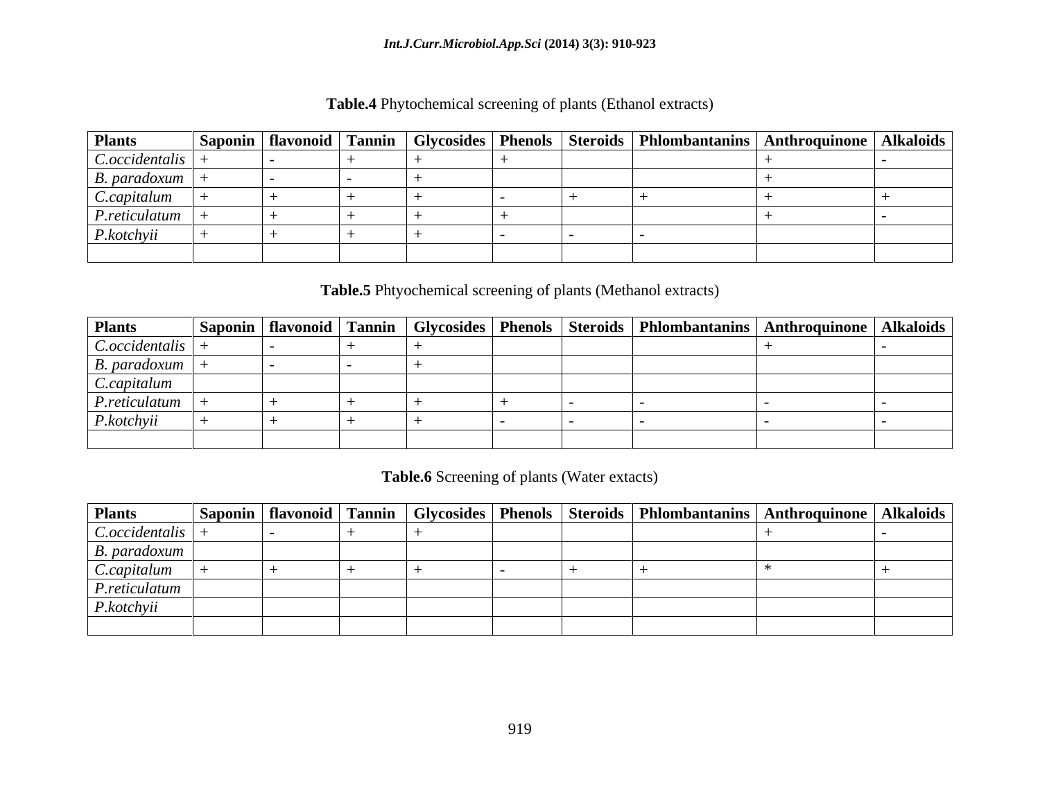**Table.4** Phytochemical screening of plants (Ethanol extracts)

| Plants | Saponin | flavonoid | Tannin | Glycosides | Phenols | Steroids | Phlombantanins | Anthroquinone | Alkaloids |
|---|---|---|---|---|---|---|---|---|---|
| *C.occidentalis* | + | - | + | + | + | | | + | - |
| *B. paradoxum* | + | - | - | + | | | | + | |
| *C.capitalum* | + | + | + | + | - | + | + | + | + |
| *P.reticulatum* | + | + | + | + | + | | | + | - |
| *P.kotchyii* | + | + | + | + | - | - | - | | |
| | | | | | | | | | |

**Table.5** Phtyochemical screening of plants (Methanol extracts)

| Plants | Saponin | flavonoid | Tannin | Glycosides | Phenols | Steroids | Phlombantanins | Anthroquinone | Alkaloids |
|---|---|---|---|---|---|---|---|---|---|
| *C.occidentalis* | + | - | + | + | | | | + | - |
| *B. paradoxum* | + | - | - | + | | | | | |
| *C.capitalum* | | | | | | | | | |
| *P.reticulatum* | + | + | + | + | + | - | - | - | - |
| *P.kotchyii* | + | + | + | + | - | - | - | - | - |
| | | | | | | | | | |

**Table.6** Screening of plants (Water extacts)

| Plants | Saponin | flavonoid | Tannin | Glycosides | Phenols | Steroids | Phlombantanins | Anthroquinone | Alkaloids |
|---|---|---|---|---|---|---|---|---|---|
| *C.occidentalis* | + | - | + | + | | | | + | - |
| *B. paradoxum* | | | | | | | | | |
| *C.capitalum* | + | + | + | + | - | + | + | * | + |
| *P.reticulatum* | | | | | | | | | |
| *P.kotchyii* | | | | | | | | | |
| | | | | | | | | | |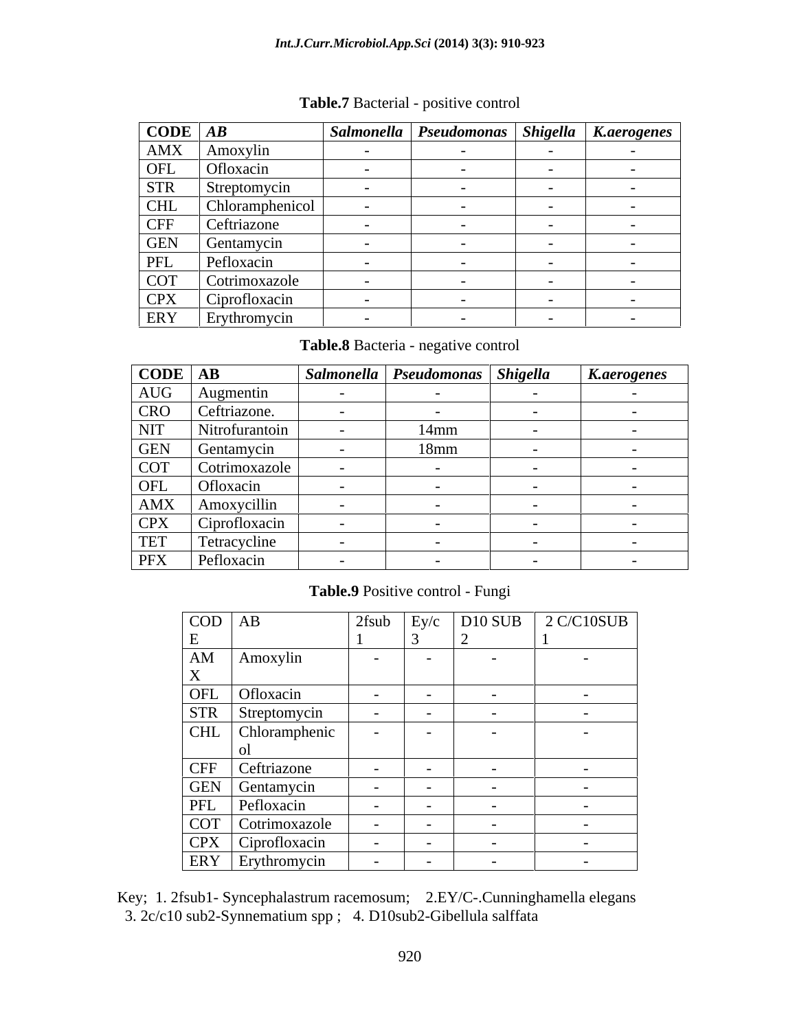**Table.7** Bacterial - positive control

| CODE | *AB* | *Salmonella* | *Pseudomonas* | *Shigella* | *K.aerogenes* |
|---|---|---|---|---|---|
| AMX | Amoxylin | - | - | - | - |
| OFL | Ofloxacin | - | - | - | - |
| STR | Streptomycin | - | - | - | - |
| CHL | Chloramphenicol | - | - | - | - |
| CFF | Ceftriazone | - | - | - | - |
| GEN | Gentamycin | - | - | - | - |
| PFL | Pefloxacin | - | - | - | - |
| COT | Cotrimoxazole | - | - | - | - |
| CPX | Ciprofloxacin | - | - | - | - |
| ERY | Erythromycin | - | - | - | - |

**Table.8** Bacteria - negative control

| CODE | AB | *Salmonella* | *Pseudomonas* | *Shigella* | *K.aerogenes* |
|---|---|---|---|---|---|
| AUG | Augmentin | - | - | - | - |
| CRO | Ceftriazone. | - | - | - | - |
| NIT | Nitrofurantoin | - | 14mm | - | - |
| GEN | Gentamycin | - | 18mm | - | - |
| COT | Cotrimoxazole | - | - | - | - |
| OFL | Ofloxacin | - | - | - | - |
| AMX | Amoxycillin | - | - | - | - |
| CPX | Ciprofloxacin | - | - | - | - |
| TET | Tetracycline | - | - | - | - |
| PFX | Pefloxacin | - | - | - | - |

**Table.9** Positive control - Fungi

| CODE | AB | 2fsub 1 | Ey/c 3 | D10 SUB 2 | 2 C/C10SUB 1 |
|---|---|---|---|---|---|
| AMX | Amoxylin | - | - | - | - |
| OFL | Ofloxacin | - | - | - | - |
| STR | Streptomycin | - | - | - | - |
| CHL | Chloramphenicol | - | - | - | - |
| CFF | Ceftriazone | - | - | - | - |
| GEN | Gentamycin | - | - | - | - |
| PFL | Pefloxacin | - | - | - | - |
| COT | Cotrimoxazole | - | - | - | - |
| CPX | Ciprofloxacin | - | - | - | - |
| ERY | Erythromycin | - | - | - | - |

Key; 1. 2fsub1- Syncephalastrum racemosum; 2.EY/C-.Cunninghamella elegans
3. 2c/c10 sub2-Synnematium spp ; 4. D10sub2-Gibellula salffata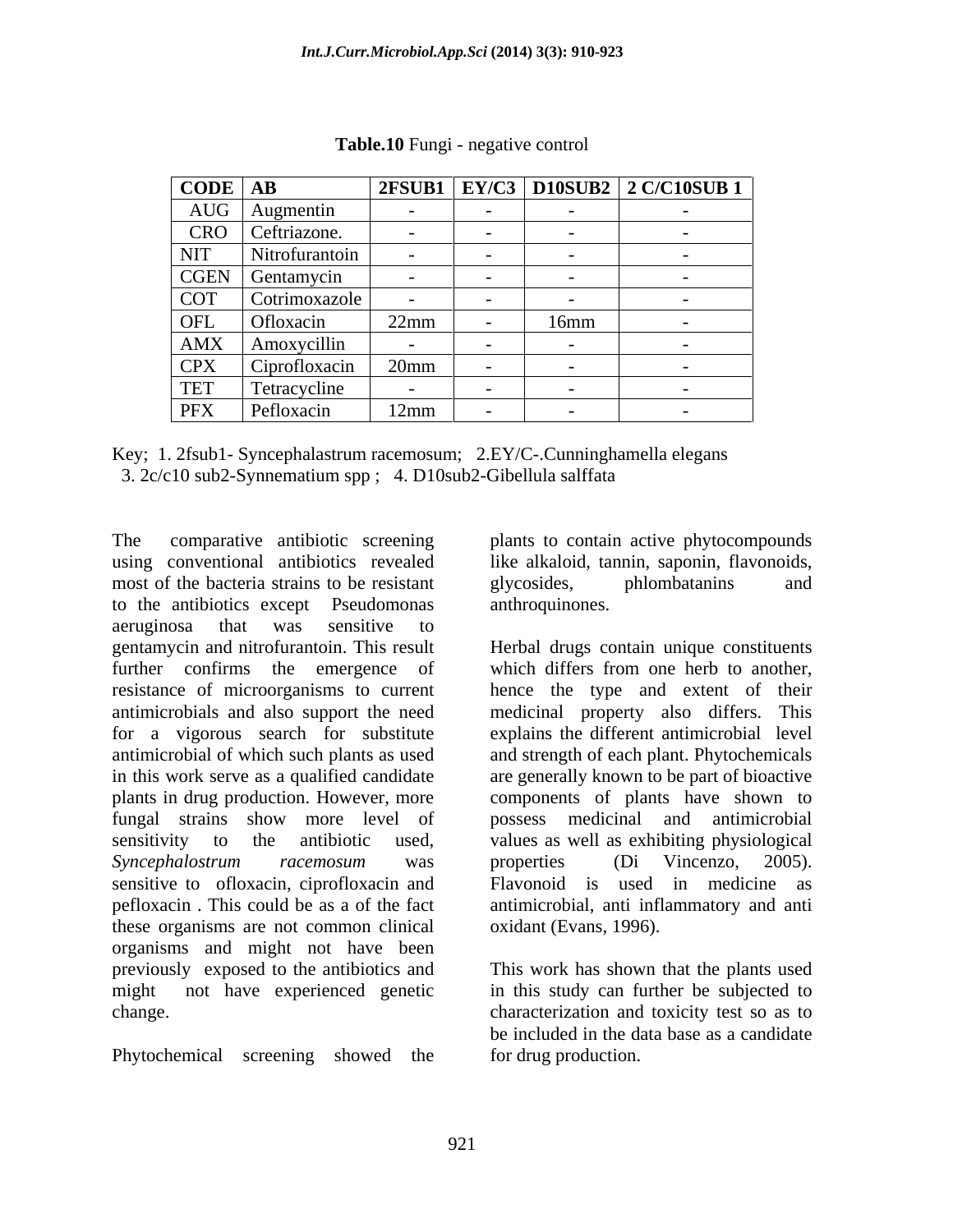**Table.10** Fungi - negative control

| CODE | AB | 2FSUB1 | EY/C3 | D10SUB2 | 2 C/C10SUB 1 |
|---|---|---|---|---|---|
| AUG | Augmentin | - | - | - | - |
| CRO | Ceftriazone. | - | - | - | - |
| NIT | Nitrofurantoin | - | - | - | - |
| CGEN | Gentamycin | - | - | - | - |
| COT | Cotrimoxazole | - | - | - | - |
| OFL | Ofloxacin | 22mm | - | 16mm | - |
| AMX | Amoxycillin | - | - | - | - |
| CPX | Ciprofloxacin | 20mm | - | - | - |
| TET | Tetracycline | - | - | - | - |
| PFX | Pefloxacin | 12mm | - | - | - |

Key; 1. 2fsub1- Syncephalastrum racemosum; 2.EY/C-.Cunninghamella elegans
3. 2c/c10 sub2-Synnematium spp ; 4. D10sub2-Gibellula salffata

The comparative antibiotic screening using conventional antibiotics revealed most of the bacteria strains to be resistant to the antibiotics except Pseudomonas aeruginosa that was sensitive to gentamycin and nitrofurantoin. This result further confirms the emergence of resistance of microorganisms to current antimicrobials and also support the need for a vigorous search for substitute antimicrobial of which such plants as used in this work serve as a qualified candidate plants in drug production. However, more fungal strains show more level of sensitivity to the antibiotic used, *Syncephalostrum racemosum* was sensitive to ofloxacin, ciprofloxacin and pefloxacin . This could be as a of the fact these organisms are not common clinical organisms and might not have been previously exposed to the antibiotics and might not have experienced genetic change.

Phytochemical screening showed the plants to contain active phytocompounds like alkaloid, tannin, saponin, flavonoids, glycosides, phlombatanins and anthroquinones.

Herbal drugs contain unique constituents which differs from one herb to another, hence the type and extent of their medicinal property also differs. This explains the different antimicrobial level and strength of each plant. Phytochemicals are generally known to be part of bioactive components of plants have shown to possess medicinal and antimicrobial values as well as exhibiting physiological properties (Di Vincenzo, 2005). Flavonoid is used in medicine as antimicrobial, anti inflammatory and anti oxidant (Evans, 1996).

This work has shown that the plants used in this study can further be subjected to characterization and toxicity test so as to be included in the data base as a candidate for drug production.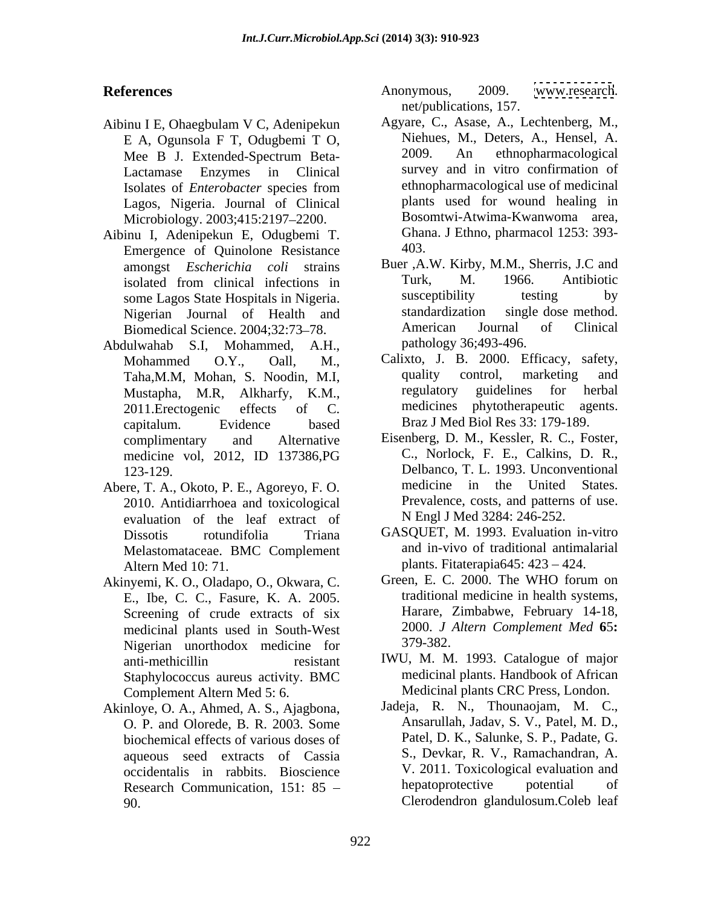## References

Aibinu I E, Ohaegbulam V C, Adenipekun E A, Ogunsola F T, Odugbemi T O, Mee B J. Extended-Spectrum Beta-Lactamase Enzymes in Clinical Isolates of *Enterobacter* species from Lagos, Nigeria. Journal of Clinical Microbiology. 2003;415:2197–2200.

Aibinu I, Adenipekun E, Odugbemi T. Emergence of Quinolone Resistance amongst *Escherichia coli* strains isolated from clinical infections in some Lagos State Hospitals in Nigeria. Nigerian Journal of Health and Biomedical Science. 2004;32:73–78.

Abdulwahab S.I, Mohammed, A.H., Mohammed O.Y., Oall, M., Taha,M.M, Mohan, S. Noodin, M.I, Mustapha, M.R, Alkharfy, K.M., 2011.Erectogenic effects of C. capitalum. Evidence based complimentary and Alternative medicine vol, 2012, ID 137386,PG 123-129.

Abere, T. A., Okoto, P. E., Agoreyo, F. O. 2010. Antidiarrhoea and toxicological evaluation of the leaf extract of Dissotis rotundifolia Triana Melastomataceae. BMC Complement Altern Med 10: 71.

Akinyemi, K. O., Oladapo, O., Okwara, C. E., Ibe, C. C., Fasure, K. A. 2005. Screening of crude extracts of six medicinal plants used in South-West Nigerian unorthodox medicine for anti-methicillin resistant Staphylococcus aureus activity. BMC Complement Altern Med 5: 6.

Akinloye, O. A., Ahmed, A. S., Ajagbona, O. P. and Olorede, B. R. 2003. Some biochemical effects of various doses of aqueous seed extracts of Cassia occidentalis in rabbits. Bioscience Research Communication, 151: 85 – 90.

Anonymous, 2009. www.research.net/publications, 157.

Agyare, C., Asase, A., Lechtenberg, M., Niehues, M., Deters, A., Hensel, A. 2009. An ethnopharmacological survey and in vitro confirmation of ethnopharmacological use of medicinal plants used for wound healing in Bosomtwi-Atwima-Kwanwoma area, Ghana. J Ethno, pharmacol 1253: 393-403.

Buer ,A.W. Kirby, M.M., Sherris, J.C and Turk, M. 1966. Antibiotic susceptibility testing by standardization single dose method. American Journal of Clinical pathology 36;493-496.

Calixto, J. B. 2000. Efficacy, safety, quality control, marketing and regulatory guidelines for herbal medicines phytotherapeutic agents. Braz J Med Biol Res 33: 179-189.

Eisenberg, D. M., Kessler, R. C., Foster, C., Norlock, F. E., Calkins, D. R., Delbanco, T. L. 1993. Unconventional medicine in the United States. Prevalence, costs, and patterns of use. N Engl J Med 3284: 246-252.

GASQUET, M. 1993. Evaluation in-vitro and in-vivo of traditional antimalarial plants. Fitaterapia645: 423 – 424.

Green, E. C. 2000. The WHO forum on traditional medicine in health systems, Harare, Zimbabwe, February 14-18, 2000. *J Altern Complement Med* **6**5**:** 379-382.

IWU, M. M. 1993. Catalogue of major medicinal plants. Handbook of African Medicinal plants CRC Press, London.

Jadeja, R. N., Thounaojam, M. C., Ansarullah, Jadav, S. V., Patel, M. D., Patel, D. K., Salunke, S. P., Padate, G. S., Devkar, R. V., Ramachandran, A. V. 2011. Toxicological evaluation and hepatoprotective potential of Clerodendron glandulosum.Coleb leaf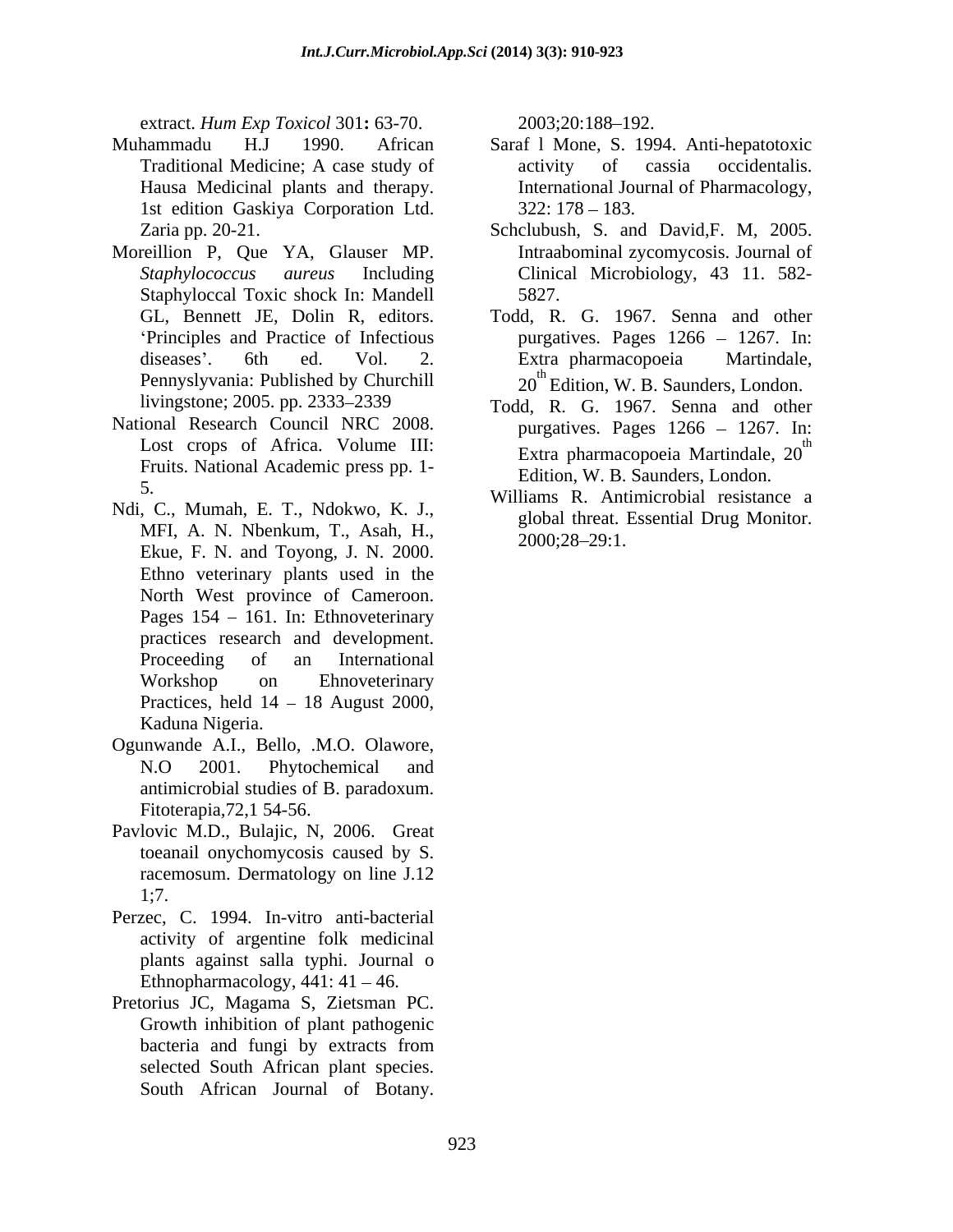extract. *Hum Exp Toxicol* 301**:** 63-70.

Muhammadu H.J 1990. African Traditional Medicine; A case study of Hausa Medicinal plants and therapy. 1st edition Gaskiya Corporation Ltd. Zaria pp. 20-21.

Moreillion P, Que YA, Glauser MP. *Staphylococcus aureus* Including Staphyloccal Toxic shock In: Mandell GL, Bennett JE, Dolin R, editors. 'Principles and Practice of Infectious diseases'. 6th ed. Vol. 2. Pennyslyvania: Published by Churchill livingstone; 2005. pp. 2333–2339

National Research Council NRC 2008. Lost crops of Africa. Volume III: Fruits. National Academic press pp. 1-5.

Ndi, C., Mumah, E. T., Ndokwo, K. J., MFI, A. N. Nbenkum, T., Asah, H., Ekue, F. N. and Toyong, J. N. 2000. Ethno veterinary plants used in the North West province of Cameroon. Pages 154 – 161. In: Ethnoveterinary practices research and development. Proceeding of an International Workshop on Ehnoveterinary Practices, held 14 – 18 August 2000, Kaduna Nigeria.

Ogunwande A.I., Bello, .M.O. Olawore, N.O 2001. Phytochemical and antimicrobial studies of B. paradoxum. Fitoterapia,72,1 54-56.

Pavlovic M.D., Bulajic, N, 2006. Great toeanail onychomycosis caused by S. racemosum. Dermatology on line J.12 1;7.

Perzec, C. 1994. In-vitro anti-bacterial activity of argentine folk medicinal plants against salla typhi. Journal o Ethnopharmacology, 441: 41 – 46.

Pretorius JC, Magama S, Zietsman PC. Growth inhibition of plant pathogenic bacteria and fungi by extracts from selected South African plant species. South African Journal of Botany. 2003;20:188–192.

Saraf l Mone, S. 1994. Anti-hepatotoxic activity of cassia occidentalis. International Journal of Pharmacology, 322: 178 – 183.

Schclubush, S. and David,F. M, 2005. Intraabominal zycomycosis. Journal of Clinical Microbiology, 43 11. 582-5827.

Todd, R. G. 1967. Senna and other purgatives. Pages 1266 – 1267. In: Extra pharmacopoeia Martindale, 20th Edition, W. B. Saunders, London.

Todd, R. G. 1967. Senna and other purgatives. Pages 1266 – 1267. In: Extra pharmacopoeia Martindale, 20th Edition, W. B. Saunders, London.

Williams R. Antimicrobial resistance a global threat. Essential Drug Monitor. 2000;28–29:1.